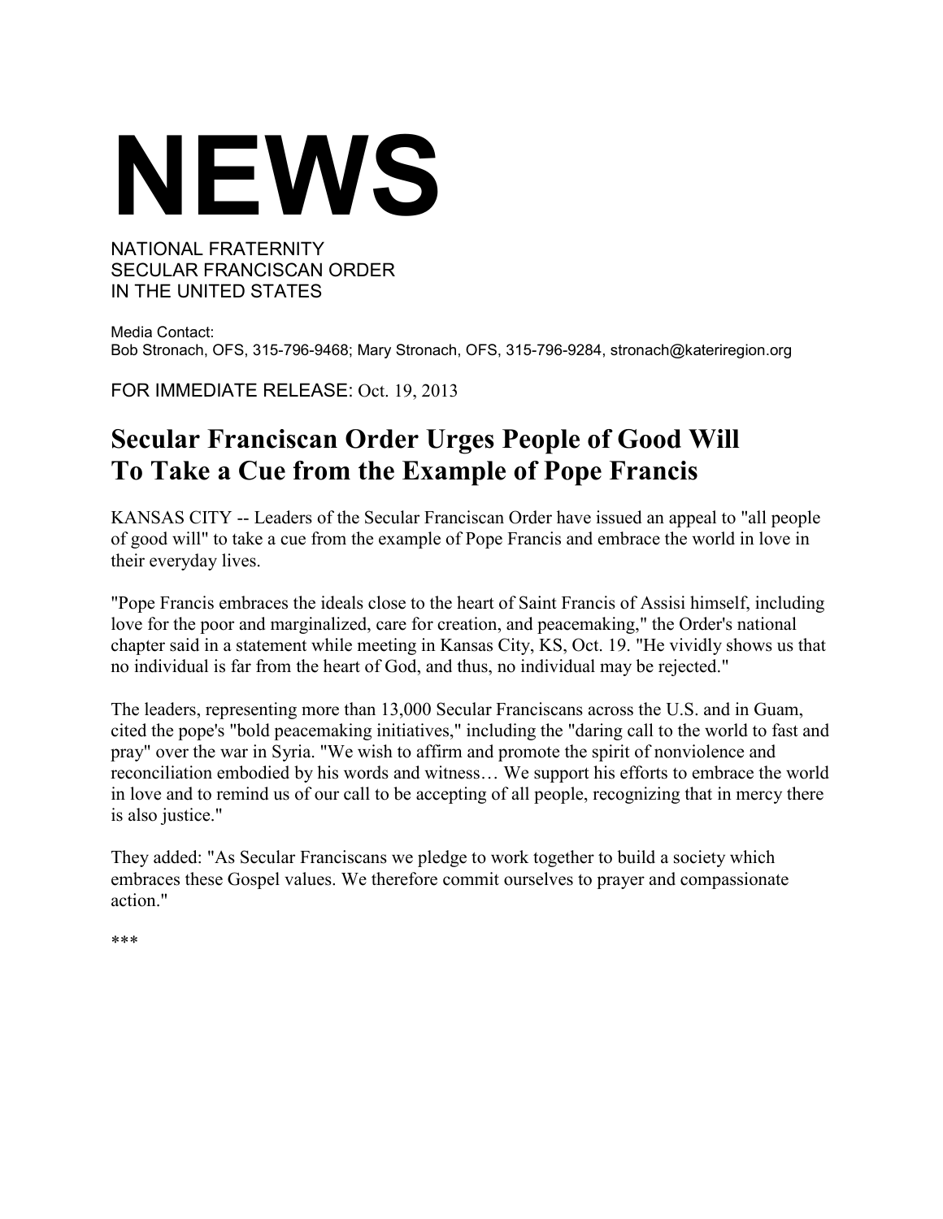# NEWS

NATIONAL FRATERNITY
SECULAR FRANCISCAN ORDER
IN THE UNITED STATES

Media Contact:
Bob Stronach, OFS, 315-796-9468; Mary Stronach, OFS, 315-796-9284, stronach@kateriregion.org

FOR IMMEDIATE RELEASE: Oct. 19, 2013

## Secular Franciscan Order Urges People of Good Will To Take a Cue from the Example of Pope Francis

KANSAS CITY -- Leaders of the Secular Franciscan Order have issued an appeal to "all people of good will" to take a cue from the example of Pope Francis and embrace the world in love in their everyday lives.

"Pope Francis embraces the ideals close to the heart of Saint Francis of Assisi himself, including love for the poor and marginalized, care for creation, and peacemaking," the Order's national chapter said in a statement while meeting in Kansas City, KS, Oct. 19. "He vividly shows us that no individual is far from the heart of God, and thus, no individual may be rejected."

The leaders, representing more than 13,000 Secular Franciscans across the U.S. and in Guam, cited the pope's "bold peacemaking initiatives," including the "daring call to the world to fast and pray" over the war in Syria. "We wish to affirm and promote the spirit of nonviolence and reconciliation embodied by his words and witness… We support his efforts to embrace the world in love and to remind us of our call to be accepting of all people, recognizing that in mercy there is also justice."

They added: "As Secular Franciscans we pledge to work together to build a society which embraces these Gospel values. We therefore commit ourselves to prayer and compassionate action."

***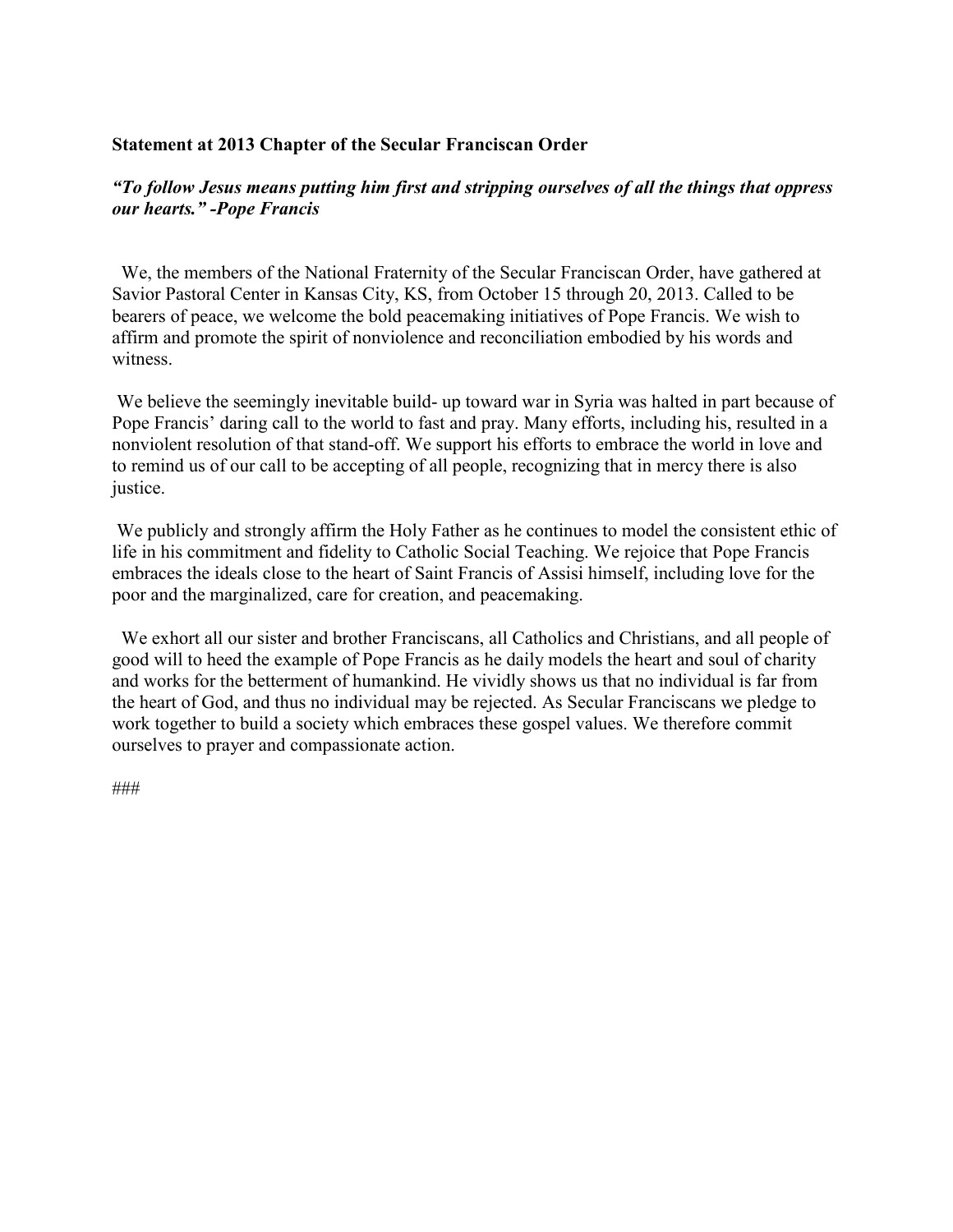**Statement at 2013 Chapter of the Secular Franciscan Order**

***"To follow Jesus means putting him first and stripping ourselves of all the things that oppress our hearts." -Pope Francis***

We, the members of the National Fraternity of the Secular Franciscan Order, have gathered at Savior Pastoral Center in Kansas City, KS, from October 15 through 20, 2013. Called to be bearers of peace, we welcome the bold peacemaking initiatives of Pope Francis. We wish to affirm and promote the spirit of nonviolence and reconciliation embodied by his words and witness.

We believe the seemingly inevitable build- up toward war in Syria was halted in part because of Pope Francis' daring call to the world to fast and pray. Many efforts, including his, resulted in a nonviolent resolution of that stand-off. We support his efforts to embrace the world in love and to remind us of our call to be accepting of all people, recognizing that in mercy there is also justice.

We publicly and strongly affirm the Holy Father as he continues to model the consistent ethic of life in his commitment and fidelity to Catholic Social Teaching. We rejoice that Pope Francis embraces the ideals close to the heart of Saint Francis of Assisi himself, including love for the poor and the marginalized, care for creation, and peacemaking.

We exhort all our sister and brother Franciscans, all Catholics and Christians, and all people of good will to heed the example of Pope Francis as he daily models the heart and soul of charity and works for the betterment of humankind. He vividly shows us that no individual is far from the heart of God, and thus no individual may be rejected. As Secular Franciscans we pledge to work together to build a society which embraces these gospel values. We therefore commit ourselves to prayer and compassionate action.

###